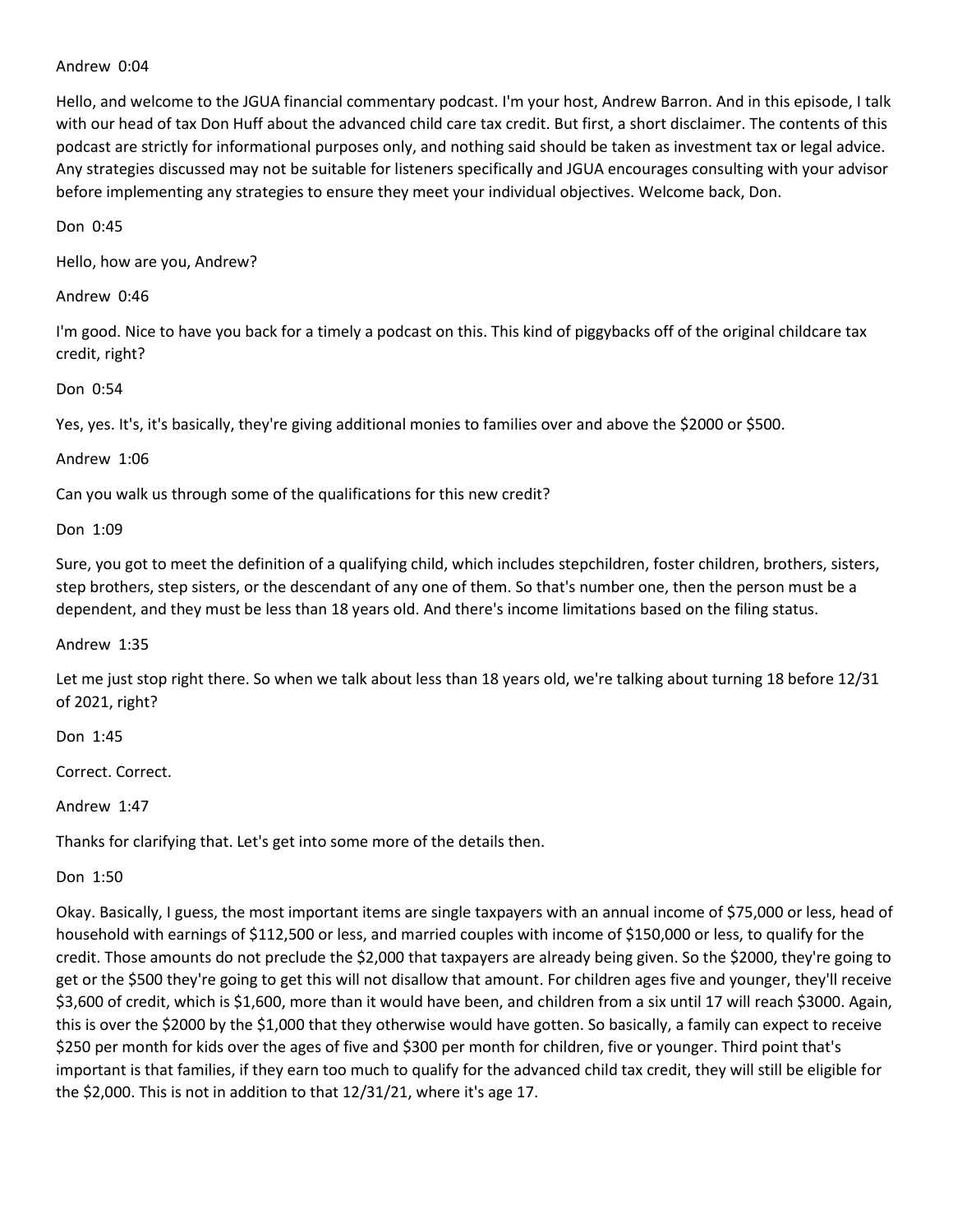Andrew 0:04

Hello, and welcome to the JGUA financial commentary podcast. I'm your host, Andrew Barron. And in this episode, I talk with our head of tax Don Huff about the advanced child care tax credit. But first, a short disclaimer. The contents of this podcast are strictly for informational purposes only, and nothing said should be taken as investment tax or legal advice. Any strategies discussed may not be suitable for listeners specifically and JGUA encourages consulting with your advisor before implementing any strategies to ensure they meet your individual objectives. Welcome back, Don.

Don 0:45

Hello, how are you, Andrew?

Andrew 0:46

I'm good. Nice to have you back for a timely a podcast on this. This kind of piggybacks off of the original childcare tax credit, right?

Don 0:54

Yes, yes. It's, it's basically, they're giving additional monies to families over and above the $2000 or $500.

Andrew 1:06

Can you walk us through some of the qualifications for this new credit?

Don 1:09

Sure, you got to meet the definition of a qualifying child, which includes stepchildren, foster children, brothers, sisters, step brothers, step sisters, or the descendant of any one of them. So that's number one, then the person must be a dependent, and they must be less than 18 years old. And there's income limitations based on the filing status.

Andrew 1:35

Let me just stop right there. So when we talk about less than 18 years old, we're talking about turning 18 before 12/31 of 2021, right?

Don 1:45

Correct. Correct.

Andrew 1:47

Thanks for clarifying that. Let's get into some more of the details then.

Don 1:50

Okay. Basically, I guess, the most important items are single taxpayers with an annual income of $75,000 or less, head of household with earnings of $112,500 or less, and married couples with income of $150,000 or less, to qualify for the credit. Those amounts do not preclude the $2,000 that taxpayers are already being given. So the $2000, they're going to get or the $500 they're going to get this will not disallow that amount. For children ages five and younger, they'll receive $3,600 of credit, which is $1,600, more than it would have been, and children from a six until 17 will reach $3000. Again, this is over the $2000 by the $1,000 that they otherwise would have gotten. So basically, a family can expect to receive $250 per month for kids over the ages of five and $300 per month for children, five or younger. Third point that's important is that families, if they earn too much to qualify for the advanced child tax credit, they will still be eligible for the $2,000. This is not in addition to that 12/31/21, where it's age 17.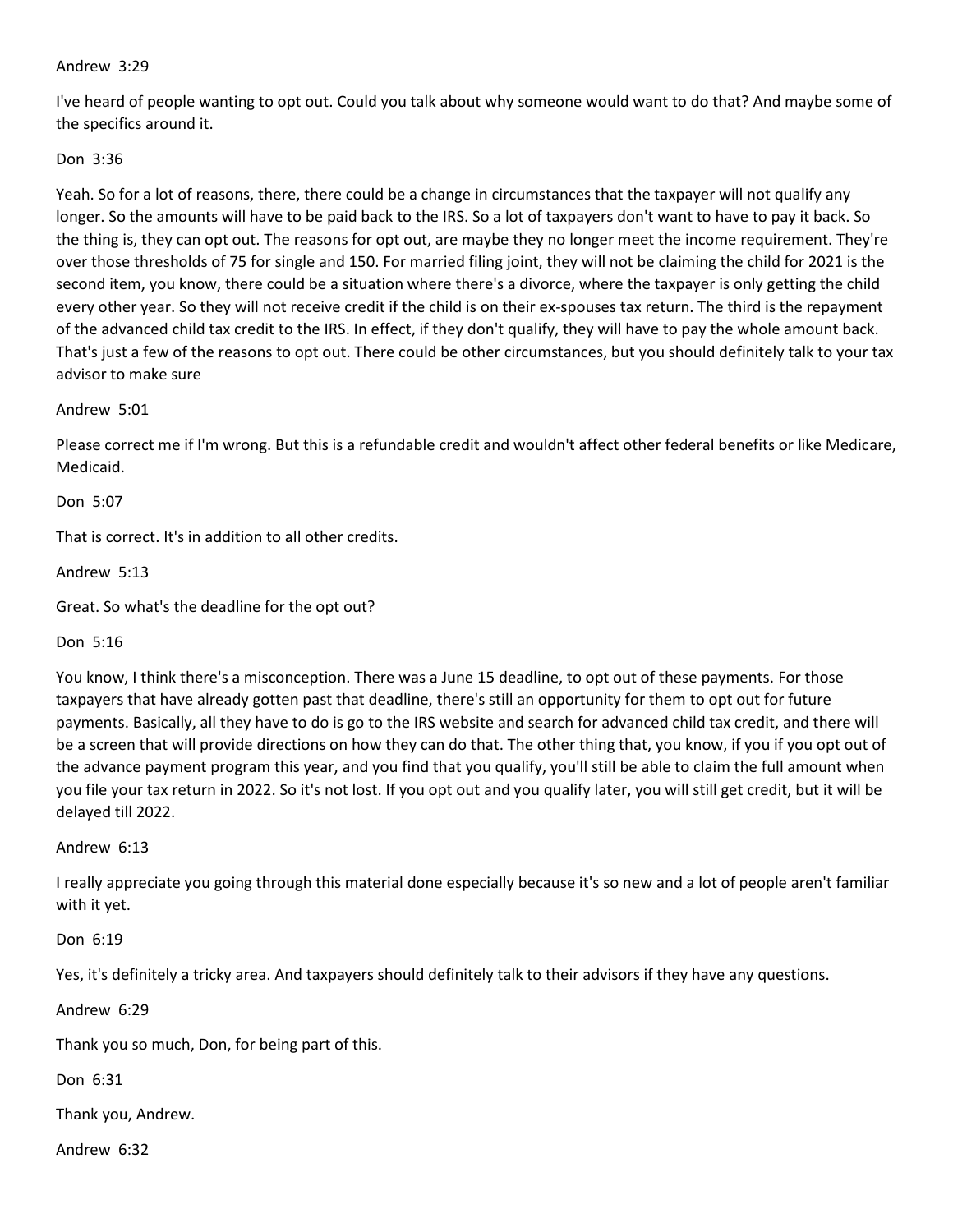Andrew 3:29

I've heard of people wanting to opt out. Could you talk about why someone would want to do that? And maybe some of the specifics around it.

Don 3:36

Yeah. So for a lot of reasons, there, there could be a change in circumstances that the taxpayer will not qualify any longer. So the amounts will have to be paid back to the IRS. So a lot of taxpayers don't want to have to pay it back. So the thing is, they can opt out. The reasons for opt out, are maybe they no longer meet the income requirement. They're over those thresholds of 75 for single and 150. For married filing joint, they will not be claiming the child for 2021 is the second item, you know, there could be a situation where there's a divorce, where the taxpayer is only getting the child every other year. So they will not receive credit if the child is on their ex-spouses tax return. The third is the repayment of the advanced child tax credit to the IRS. In effect, if they don't qualify, they will have to pay the whole amount back. That's just a few of the reasons to opt out. There could be other circumstances, but you should definitely talk to your tax advisor to make sure

Andrew 5:01

Please correct me if I'm wrong. But this is a refundable credit and wouldn't affect other federal benefits or like Medicare, Medicaid.

Don 5:07

That is correct. It's in addition to all other credits.

Andrew 5:13

Great. So what's the deadline for the opt out?

Don 5:16

You know, I think there's a misconception. There was a June 15 deadline, to opt out of these payments. For those taxpayers that have already gotten past that deadline, there's still an opportunity for them to opt out for future payments. Basically, all they have to do is go to the IRS website and search for advanced child tax credit, and there will be a screen that will provide directions on how they can do that. The other thing that, you know, if you if you opt out of the advance payment program this year, and you find that you qualify, you'll still be able to claim the full amount when you file your tax return in 2022. So it's not lost. If you opt out and you qualify later, you will still get credit, but it will be delayed till 2022.

Andrew 6:13

I really appreciate you going through this material done especially because it's so new and a lot of people aren't familiar with it yet.

Don 6:19

Yes, it's definitely a tricky area. And taxpayers should definitely talk to their advisors if they have any questions.

Andrew 6:29

Thank you so much, Don, for being part of this.

Don 6:31

Thank you, Andrew.

Andrew 6:32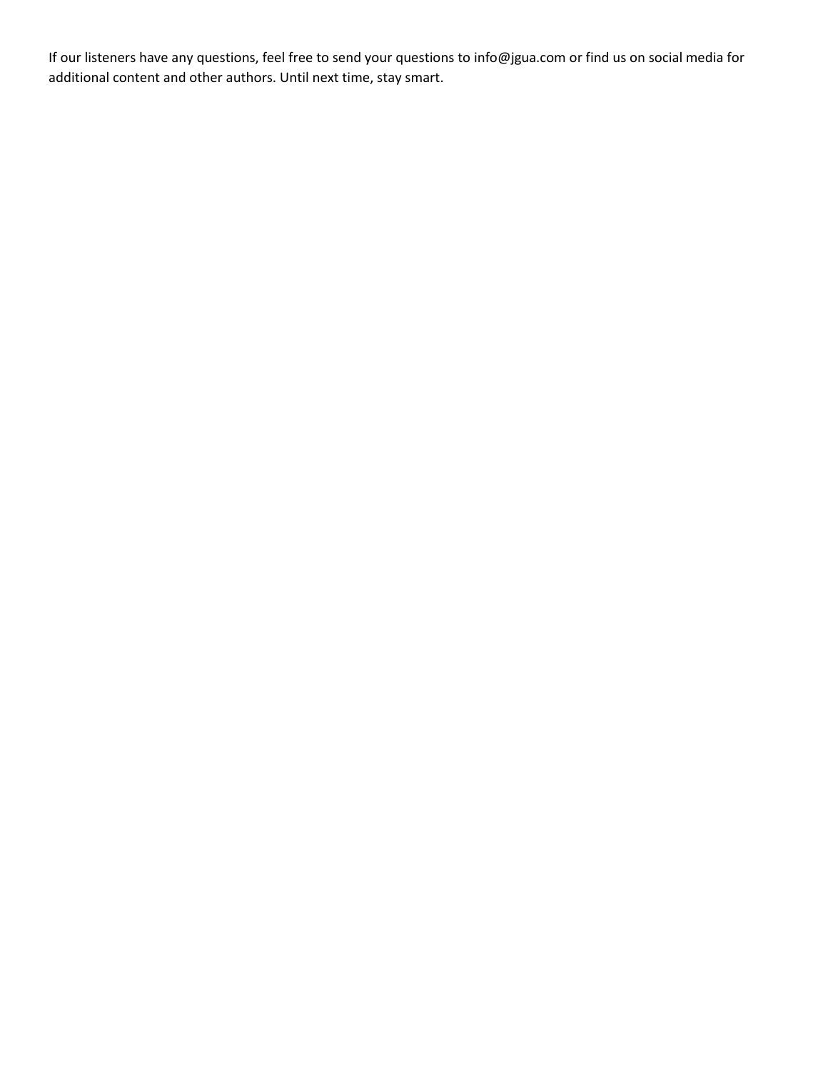If our listeners have any questions, feel free to send your questions to info@jgua.com or find us on social media for additional content and other authors. Until next time, stay smart.